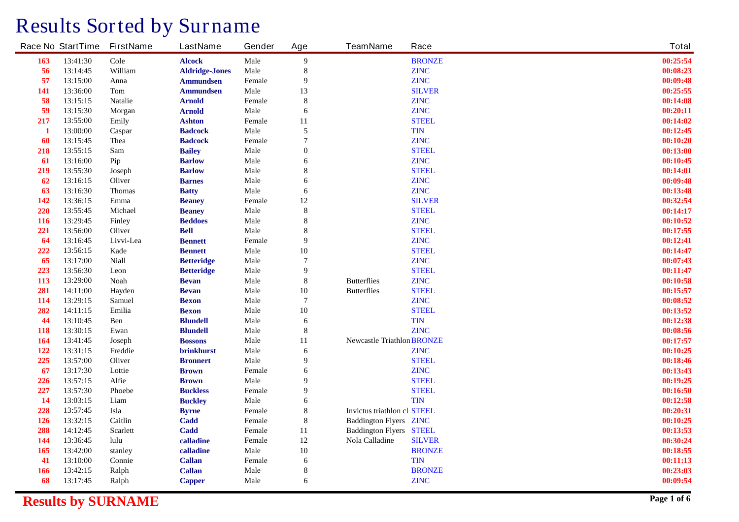# Results Sorted by Surname

| Race No | StartTime | FirstName | LastName | Gender | Age | TeamName | Race | Total |
|---|---|---|---|---|---|---|---|---|
| 163 | 13:41:30 | Cole | **Alcock** | Male | 9 | | BRONZE | 00:25:54 |
| 56 | 13:14:45 | William | **Aldridge-Jones** | Male | 8 | | ZINC | 00:08:23 |
| 57 | 13:15:00 | Anna | **Ammundsen** | Female | 9 | | ZINC | 00:09:48 |
| 141 | 13:36:00 | Tom | **Ammundsen** | Male | 13 | | SILVER | 00:25:55 |
| 58 | 13:15:15 | Natalie | **Arnold** | Female | 8 | | ZINC | 00:14:08 |
| 59 | 13:15:30 | Morgan | **Arnold** | Male | 6 | | ZINC | 00:20:11 |
| 217 | 13:55:00 | Emily | **Ashton** | Female | 11 | | STEEL | 00:14:02 |
| 1 | 13:00:00 | Caspar | **Badcock** | Male | 5 | | TIN | 00:12:45 |
| 60 | 13:15:45 | Thea | **Badcock** | Female | 7 | | ZINC | 00:10:20 |
| 218 | 13:55:15 | Sam | **Bailey** | Male | 0 | | STEEL | 00:13:00 |
| 61 | 13:16:00 | Pip | **Barlow** | Male | 6 | | ZINC | 00:10:45 |
| 219 | 13:55:30 | Joseph | **Barlow** | Male | 8 | | STEEL | 00:14:01 |
| 62 | 13:16:15 | Oliver | **Barnes** | Male | 6 | | ZINC | 00:09:48 |
| 63 | 13:16:30 | Thomas | **Batty** | Male | 6 | | ZINC | 00:13:48 |
| 142 | 13:36:15 | Emma | **Beaney** | Female | 12 | | SILVER | 00:32:54 |
| 220 | 13:55:45 | Michael | **Beaney** | Male | 8 | | STEEL | 00:14:17 |
| 116 | 13:29:45 | Finley | **Beddoes** | Male | 8 | | ZINC | 00:10:52 |
| 221 | 13:56:00 | Oliver | **Bell** | Male | 8 | | STEEL | 00:17:55 |
| 64 | 13:16:45 | Livvi-Lea | **Bennett** | Female | 9 | | ZINC | 00:12:41 |
| 222 | 13:56:15 | Kade | **Bennett** | Male | 10 | | STEEL | 00:14:47 |
| 65 | 13:17:00 | Niall | **Betteridge** | Male | 7 | | ZINC | 00:07:43 |
| 223 | 13:56:30 | Leon | **Betteridge** | Male | 9 | | STEEL | 00:11:47 |
| 113 | 13:29:00 | Noah | **Bevan** | Male | 8 | Butterflies | ZINC | 00:10:58 |
| 281 | 14:11:00 | Hayden | **Bevan** | Male | 10 | Butterflies | STEEL | 00:15:57 |
| 114 | 13:29:15 | Samuel | **Bexon** | Male | 7 | | ZINC | 00:08:52 |
| 282 | 14:11:15 | Emilia | **Bexon** | Male | 10 | | STEEL | 00:13:52 |
| 44 | 13:10:45 | Ben | **Blundell** | Male | 6 | | TIN | 00:12:38 |
| 118 | 13:30:15 | Ewan | **Blundell** | Male | 8 | | ZINC | 00:08:56 |
| 164 | 13:41:45 | Joseph | **Bossons** | Male | 11 | Newcastle Triathlon | BRONZE | 00:17:57 |
| 122 | 13:31:15 | Freddie | **brinkhurst** | Male | 6 | | ZINC | 00:10:25 |
| 225 | 13:57:00 | Oliver | **Bronnert** | Male | 9 | | STEEL | 00:18:46 |
| 67 | 13:17:30 | Lottie | **Brown** | Female | 6 | | ZINC | 00:13:43 |
| 226 | 13:57:15 | Alfie | **Brown** | Male | 9 | | STEEL | 00:19:25 |
| 227 | 13:57:30 | Phoebe | **Buckless** | Female | 9 | | STEEL | 00:16:50 |
| 14 | 13:03:15 | Liam | **Buckley** | Male | 6 | | TIN | 00:12:58 |
| 228 | 13:57:45 | Isla | **Byrne** | Female | 8 | Invictus triathlon cl | STEEL | 00:20:31 |
| 126 | 13:32:15 | Caitlin | **Cadd** | Female | 8 | Baddington Flyers | ZINC | 00:10:25 |
| 288 | 14:12:45 | Scarlett | **Cadd** | Female | 11 | Baddington Flyers | STEEL | 00:13:53 |
| 144 | 13:36:45 | lulu | **calladine** | Female | 12 | Nola Calladine | SILVER | 00:30:24 |
| 165 | 13:42:00 | stanley | **calladine** | Male | 10 | | BRONZE | 00:18:55 |
| 41 | 13:10:00 | Connie | **Callan** | Female | 6 | | TIN | 00:11:13 |
| 166 | 13:42:15 | Ralph | **Callan** | Male | 8 | | BRONZE | 00:23:03 |
| 68 | 13:17:45 | Ralph | **Capper** | Male | 6 | | ZINC | 00:09:54 |

**Results by SURNAME**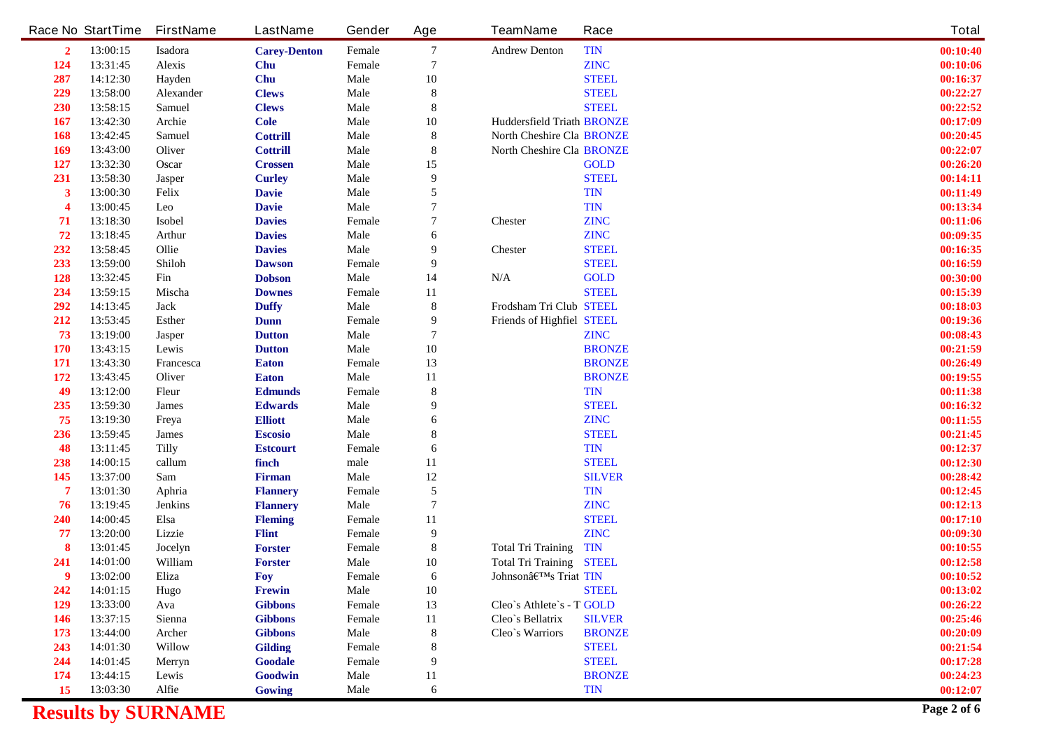| Race No | StartTime | FirstName | LastName | Gender | Age | TeamName | Race | Total |
|---|---|---|---|---|---|---|---|---|
| 2 | 13:00:15 | Isadora | **Carey-Denton** | Female | 7 | Andrew Denton | TIN | 00:10:40 |
| 124 | 13:31:45 | Alexis | **Chu** | Female | 7 | | ZINC | 00:10:06 |
| 287 | 14:12:30 | Hayden | **Chu** | Male | 10 | | STEEL | 00:16:37 |
| 229 | 13:58:00 | Alexander | **Clews** | Male | 8 | | STEEL | 00:22:27 |
| 230 | 13:58:15 | Samuel | **Clews** | Male | 8 | | STEEL | 00:22:52 |
| 167 | 13:42:30 | Archie | **Cole** | Male | 10 | Huddersfield Triath | BRONZE | 00:17:09 |
| 168 | 13:42:45 | Samuel | **Cottrill** | Male | 8 | North Cheshire Cla | BRONZE | 00:20:45 |
| 169 | 13:43:00 | Oliver | **Cottrill** | Male | 8 | North Cheshire Cla | BRONZE | 00:22:07 |
| 127 | 13:32:30 | Oscar | **Crossen** | Male | 15 | | GOLD | 00:26:20 |
| 231 | 13:58:30 | Jasper | **Curley** | Male | 9 | | STEEL | 00:14:11 |
| 3 | 13:00:30 | Felix | **Davie** | Male | 5 | | TIN | 00:11:49 |
| 4 | 13:00:45 | Leo | **Davie** | Male | 7 | | TIN | 00:13:34 |
| 71 | 13:18:30 | Isobel | **Davies** | Female | 7 | Chester | ZINC | 00:11:06 |
| 72 | 13:18:45 | Arthur | **Davies** | Male | 6 | | ZINC | 00:09:35 |
| 232 | 13:58:45 | Ollie | **Davies** | Male | 9 | Chester | STEEL | 00:16:35 |
| 233 | 13:59:00 | Shiloh | **Dawson** | Female | 9 | | STEEL | 00:16:59 |
| 128 | 13:32:45 | Fin | **Dobson** | Male | 14 | N/A | GOLD | 00:30:00 |
| 234 | 13:59:15 | Mischa | **Downes** | Female | 11 | | STEEL | 00:15:39 |
| 292 | 14:13:45 | Jack | **Duffy** | Male | 8 | Frodsham Tri Club | STEEL | 00:18:03 |
| 212 | 13:53:45 | Esther | **Dunn** | Female | 9 | Friends of Highfiel | STEEL | 00:19:36 |
| 73 | 13:19:00 | Jasper | **Dutton** | Male | 7 | | ZINC | 00:08:43 |
| 170 | 13:43:15 | Lewis | **Dutton** | Male | 10 | | BRONZE | 00:21:59 |
| 171 | 13:43:30 | Francesca | **Eaton** | Female | 13 | | BRONZE | 00:26:49 |
| 172 | 13:43:45 | Oliver | **Eaton** | Male | 11 | | BRONZE | 00:19:55 |
| 49 | 13:12:00 | Fleur | **Edmunds** | Female | 8 | | TIN | 00:11:38 |
| 235 | 13:59:30 | James | **Edwards** | Male | 9 | | STEEL | 00:16:32 |
| 75 | 13:19:30 | Freya | **Elliott** | Male | 6 | | ZINC | 00:11:55 |
| 236 | 13:59:45 | James | **Escosio** | Male | 8 | | STEEL | 00:21:45 |
| 48 | 13:11:45 | Tilly | **Estcourt** | Female | 6 | | TIN | 00:12:37 |
| 238 | 14:00:15 | callum | **finch** | male | 11 | | STEEL | 00:12:30 |
| 145 | 13:37:00 | Sam | **Firman** | Male | 12 | | SILVER | 00:28:42 |
| 7 | 13:01:30 | Aphria | **Flannery** | Female | 5 | | TIN | 00:12:45 |
| 76 | 13:19:45 | Jenkins | **Flannery** | Male | 7 | | ZINC | 00:12:13 |
| 240 | 14:00:45 | Elsa | **Fleming** | Female | 11 | | STEEL | 00:17:10 |
| 77 | 13:20:00 | Lizzie | **Flint** | Female | 9 | | ZINC | 00:09:30 |
| 8 | 13:01:45 | Jocelyn | **Forster** | Female | 8 | Total Tri Training | TIN | 00:10:55 |
| 241 | 14:01:00 | William | **Forster** | Male | 10 | Total Tri Training | STEEL | 00:12:58 |
| 9 | 13:02:00 | Eliza | **Foy** | Female | 6 | Johnsonâ€™s Triat | TIN | 00:10:52 |
| 242 | 14:01:15 | Hugo | **Frewin** | Male | 10 | | STEEL | 00:13:02 |
| 129 | 13:33:00 | Ava | **Gibbons** | Female | 13 | Cleo`s Athlete`s - T | GOLD | 00:26:22 |
| 146 | 13:37:15 | Sienna | **Gibbons** | Female | 11 | Cleo`s Bellatrix | SILVER | 00:25:46 |
| 173 | 13:44:00 | Archer | **Gibbons** | Male | 8 | Cleo`s Warriors | BRONZE | 00:20:09 |
| 243 | 14:01:30 | Willow | **Gilding** | Female | 8 | | STEEL | 00:21:54 |
| 244 | 14:01:45 | Merryn | **Goodale** | Female | 9 | | STEEL | 00:17:28 |
| 174 | 13:44:15 | Lewis | **Goodwin** | Male | 11 | | BRONZE | 00:24:23 |
| 15 | 13:03:30 | Alfie | **Gowing** | Male | 6 | | TIN | 00:12:07 |

**Results by SURNAME**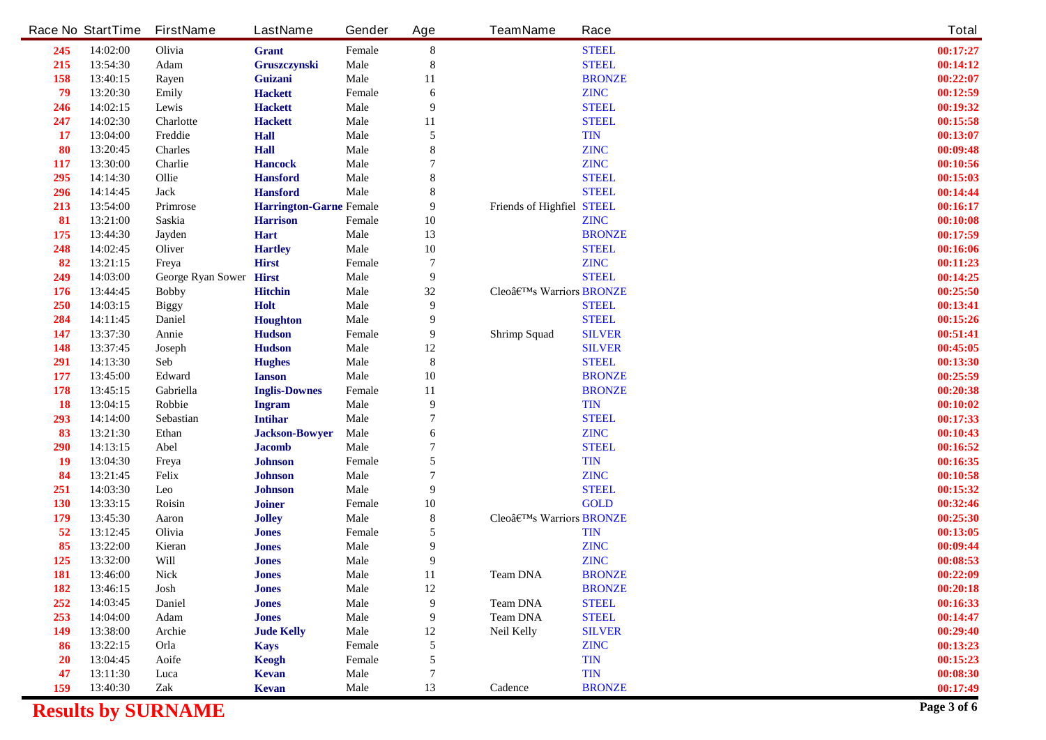| Race No | StartTime | FirstName | LastName | Gender | Age | TeamName | Race | Total |
|---|---|---|---|---|---|---|---|---|
| 245 | 14:02:00 | Olivia | **Grant** | Female | 8 | | STEEL | **00:17:27** |
| 215 | 13:54:30 | Adam | **Gruszczynski** | Male | 8 | | STEEL | **00:14:12** |
| 158 | 13:40:15 | Rayen | **Guizani** | Male | 11 | | BRONZE | **00:22:07** |
| 79 | 13:20:30 | Emily | **Hackett** | Female | 6 | | ZINC | **00:12:59** |
| 246 | 14:02:15 | Lewis | **Hackett** | Male | 9 | | STEEL | **00:19:32** |
| 247 | 14:02:30 | Charlotte | **Hackett** | Male | 11 | | STEEL | **00:15:58** |
| 17 | 13:04:00 | Freddie | **Hall** | Male | 5 | | TIN | **00:13:07** |
| 80 | 13:20:45 | Charles | **Hall** | Male | 8 | | ZINC | **00:09:48** |
| 117 | 13:30:00 | Charlie | **Hancock** | Male | 7 | | ZINC | **00:10:56** |
| 295 | 14:14:30 | Ollie | **Hansford** | Male | 8 | | STEEL | **00:15:03** |
| 296 | 14:14:45 | Jack | **Hansford** | Male | 8 | | STEEL | **00:14:44** |
| 213 | 13:54:00 | Primrose | **Harrington-Garne** | Female | 9 | Friends of Highfiel | STEEL | **00:16:17** |
| 81 | 13:21:00 | Saskia | **Harrison** | Female | 10 | | ZINC | **00:10:08** |
| 175 | 13:44:30 | Jayden | **Hart** | Male | 13 | | BRONZE | **00:17:59** |
| 248 | 14:02:45 | Oliver | **Hartley** | Male | 10 | | STEEL | **00:16:06** |
| 82 | 13:21:15 | Freya | **Hirst** | Female | 7 | | ZINC | **00:11:23** |
| 249 | 14:03:00 | George Ryan Sower | **Hirst** | Male | 9 | | STEEL | **00:14:25** |
| 176 | 13:44:45 | Bobby | **Hitchin** | Male | 32 | Cleoâ€™s Warriors | BRONZE | **00:25:50** |
| 250 | 14:03:15 | Biggy | **Holt** | Male | 9 | | STEEL | **00:13:41** |
| 284 | 14:11:45 | Daniel | **Houghton** | Male | 9 | | STEEL | **00:15:26** |
| 147 | 13:37:30 | Annie | **Hudson** | Female | 9 | Shrimp Squad | SILVER | **00:51:41** |
| 148 | 13:37:45 | Joseph | **Hudson** | Male | 12 | | SILVER | **00:45:05** |
| 291 | 14:13:30 | Seb | **Hughes** | Male | 8 | | STEEL | **00:13:30** |
| 177 | 13:45:00 | Edward | **Ianson** | Male | 10 | | BRONZE | **00:25:59** |
| 178 | 13:45:15 | Gabriella | **Inglis-Downes** | Female | 11 | | BRONZE | **00:20:38** |
| 18 | 13:04:15 | Robbie | **Ingram** | Male | 9 | | TIN | **00:10:02** |
| 293 | 14:14:00 | Sebastian | **Intihar** | Male | 7 | | STEEL | **00:17:33** |
| 83 | 13:21:30 | Ethan | **Jackson-Bowyer** | Male | 6 | | ZINC | **00:10:43** |
| 290 | 14:13:15 | Abel | **Jacomb** | Male | 7 | | STEEL | **00:16:52** |
| 19 | 13:04:30 | Freya | **Johnson** | Female | 5 | | TIN | **00:16:35** |
| 84 | 13:21:45 | Felix | **Johnson** | Male | 7 | | ZINC | **00:10:58** |
| 251 | 14:03:30 | Leo | **Johnson** | Male | 9 | | STEEL | **00:15:32** |
| 130 | 13:33:15 | Roisin | **Joiner** | Female | 10 | | GOLD | **00:32:46** |
| 179 | 13:45:30 | Aaron | **Jolley** | Male | 8 | Cleoâ€™s Warriors | BRONZE | **00:25:30** |
| 52 | 13:12:45 | Olivia | **Jones** | Female | 5 | | TIN | **00:13:05** |
| 85 | 13:22:00 | Kieran | **Jones** | Male | 9 | | ZINC | **00:09:44** |
| 125 | 13:32:00 | Will | **Jones** | Male | 9 | | ZINC | **00:08:53** |
| 181 | 13:46:00 | Nick | **Jones** | Male | 11 | Team DNA | BRONZE | **00:22:09** |
| 182 | 13:46:15 | Josh | **Jones** | Male | 12 | | BRONZE | **00:20:18** |
| 252 | 14:03:45 | Daniel | **Jones** | Male | 9 | Team DNA | STEEL | **00:16:33** |
| 253 | 14:04:00 | Adam | **Jones** | Male | 9 | Team DNA | STEEL | **00:14:47** |
| 149 | 13:38:00 | Archie | **Jude Kelly** | Male | 12 | Neil Kelly | SILVER | **00:29:40** |
| 86 | 13:22:15 | Orla | **Kays** | Female | 5 | | ZINC | **00:13:23** |
| 20 | 13:04:45 | Aoife | **Keogh** | Female | 5 | | TIN | **00:15:23** |
| 47 | 13:11:30 | Luca | **Kevan** | Male | 7 | | TIN | **00:08:30** |
| 159 | 13:40:30 | Zak | **Kevan** | Male | 13 | Cadence | BRONZE | **00:17:49** |

**Results by SURNAME**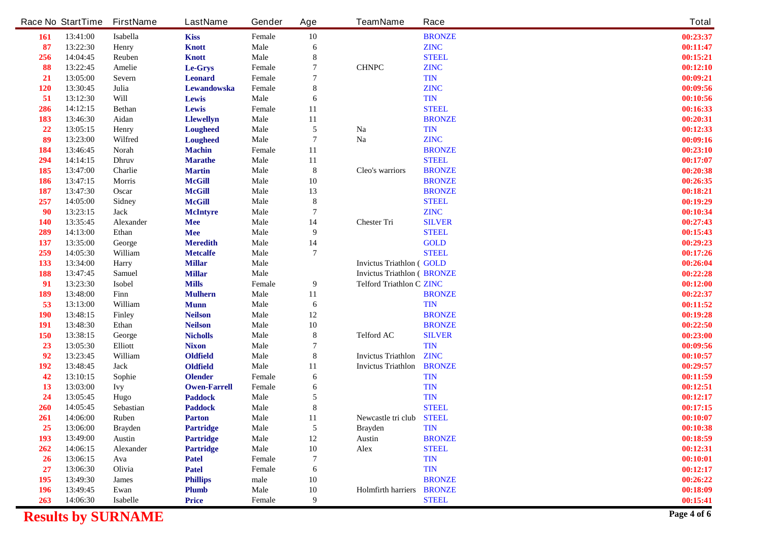| Race No | StartTime | FirstName | LastName | Gender | Age | TeamName | Race | Total |
|---|---|---|---|---|---|---|---|---|
| 161 | 13:41:00 | Isabella | **Kiss** | Female | 10 | | BRONZE | 00:23:37 |
| 87 | 13:22:30 | Henry | **Knott** | Male | 6 | | ZINC | 00:11:47 |
| 256 | 14:04:45 | Reuben | **Knott** | Male | 8 | | STEEL | 00:15:21 |
| 88 | 13:22:45 | Amelie | **Le-Grys** | Female | 7 | CHNPC | ZINC | 00:12:10 |
| 21 | 13:05:00 | Severn | **Leonard** | Female | 7 | | TIN | 00:09:21 |
| 120 | 13:30:45 | Julia | **Lewandowska** | Female | 8 | | ZINC | 00:09:56 |
| 51 | 13:12:30 | Will | **Lewis** | Male | 6 | | TIN | 00:10:56 |
| 286 | 14:12:15 | Bethan | **Lewis** | Female | 11 | | STEEL | 00:16:33 |
| 183 | 13:46:30 | Aidan | **Llewellyn** | Male | 11 | | BRONZE | 00:20:31 |
| 22 | 13:05:15 | Henry | **Lougheed** | Male | 5 | Na | TIN | 00:12:33 |
| 89 | 13:23:00 | Wilfred | **Lougheed** | Male | 7 | Na | ZINC | 00:09:16 |
| 184 | 13:46:45 | Norah | **Machin** | Female | 11 | | BRONZE | 00:23:10 |
| 294 | 14:14:15 | Dhruv | **Marathe** | Male | 11 | | STEEL | 00:17:07 |
| 185 | 13:47:00 | Charlie | **Martin** | Male | 8 | Cleo's warriors | BRONZE | 00:20:38 |
| 186 | 13:47:15 | Morris | **McGill** | Male | 10 | | BRONZE | 00:26:35 |
| 187 | 13:47:30 | Oscar | **McGill** | Male | 13 | | BRONZE | 00:18:21 |
| 257 | 14:05:00 | Sidney | **McGill** | Male | 8 | | STEEL | 00:19:29 |
| 90 | 13:23:15 | Jack | **McIntyre** | Male | 7 | | ZINC | 00:10:34 |
| 140 | 13:35:45 | Alexander | **Mee** | Male | 14 | Chester Tri | SILVER | 00:27:43 |
| 289 | 14:13:00 | Ethan | **Mee** | Male | 9 | | STEEL | 00:15:43 |
| 137 | 13:35:00 | George | **Meredith** | Male | 14 | | GOLD | 00:29:23 |
| 259 | 14:05:30 | William | **Metcalfe** | Male | 7 | | STEEL | 00:17:26 |
| 133 | 13:34:00 | Harry | **Millar** | Male | | Invictus Triathlon ( | GOLD | 00:26:04 |
| 188 | 13:47:45 | Samuel | **Millar** | Male | | Invictus Triathlon ( | BRONZE | 00:22:28 |
| 91 | 13:23:30 | Isobel | **Mills** | Female | 9 | Telford Triathlon C | ZINC | 00:12:00 |
| 189 | 13:48:00 | Finn | **Mulhern** | Male | 11 | | BRONZE | 00:22:37 |
| 53 | 13:13:00 | William | **Munn** | Male | 6 | | TIN | 00:11:52 |
| 190 | 13:48:15 | Finley | **Neilson** | Male | 12 | | BRONZE | 00:19:28 |
| 191 | 13:48:30 | Ethan | **Neilson** | Male | 10 | | BRONZE | 00:22:50 |
| 150 | 13:38:15 | George | **Nicholls** | Male | 8 | Telford AC | SILVER | 00:23:00 |
| 23 | 13:05:30 | Elliott | **Nixon** | Male | 7 | | TIN | 00:09:56 |
| 92 | 13:23:45 | William | **Oldfield** | Male | 8 | Invictus Triathlon | ZINC | 00:10:57 |
| 192 | 13:48:45 | Jack | **Oldfield** | Male | 11 | Invictus Triathlon | BRONZE | 00:29:57 |
| 42 | 13:10:15 | Sophie | **Olender** | Female | 6 | | TIN | 00:11:59 |
| 13 | 13:03:00 | Ivy | **Owen-Farrell** | Female | 6 | | TIN | 00:12:51 |
| 24 | 13:05:45 | Hugo | **Paddock** | Male | 5 | | TIN | 00:12:17 |
| 260 | 14:05:45 | Sebastian | **Paddock** | Male | 8 | | STEEL | 00:17:15 |
| 261 | 14:06:00 | Ruben | **Parton** | Male | 11 | Newcastle tri club | STEEL | 00:10:07 |
| 25 | 13:06:00 | Brayden | **Partridge** | Male | 5 | Brayden | TIN | 00:10:38 |
| 193 | 13:49:00 | Austin | **Partridge** | Male | 12 | Austin | BRONZE | 00:18:59 |
| 262 | 14:06:15 | Alexander | **Partridge** | Male | 10 | Alex | STEEL | 00:12:31 |
| 26 | 13:06:15 | Ava | **Patel** | Female | 7 | | TIN | 00:10:01 |
| 27 | 13:06:30 | Olivia | **Patel** | Female | 6 | | TIN | 00:12:17 |
| 195 | 13:49:30 | James | **Phillips** | male | 10 | | BRONZE | 00:26:22 |
| 196 | 13:49:45 | Ewan | **Plumb** | Male | 10 | Holmfirth harriers | BRONZE | 00:18:09 |
| 263 | 14:06:30 | Isabelle | **Price** | Female | 9 | | STEEL | 00:15:41 |

**Results by SURNAME**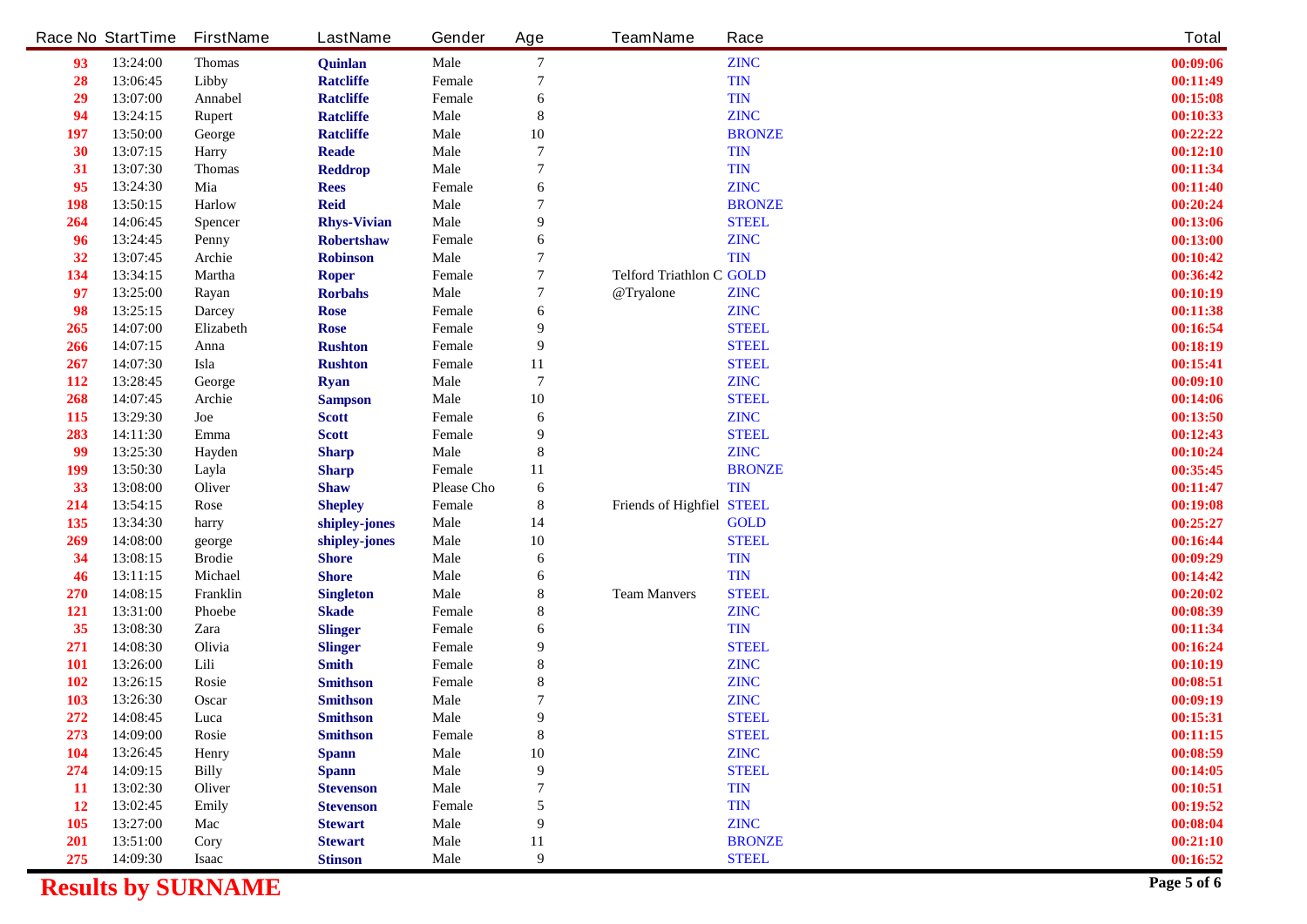| Race No | StartTime | FirstName | LastName | Gender | Age | TeamName | Race | Total |
|---|---|---|---|---|---|---|---|---|
| 93 | 13:24:00 | Thomas | **Quinlan** | Male | 7 | | ZINC | 00:09:06 |
| 28 | 13:06:45 | Libby | **Ratcliffe** | Female | 7 | | TIN | 00:11:49 |
| 29 | 13:07:00 | Annabel | **Ratcliffe** | Female | 6 | | TIN | 00:15:08 |
| 94 | 13:24:15 | Rupert | **Ratcliffe** | Male | 8 | | ZINC | 00:10:33 |
| 197 | 13:50:00 | George | **Ratcliffe** | Male | 10 | | BRONZE | 00:22:22 |
| 30 | 13:07:15 | Harry | **Reade** | Male | 7 | | TIN | 00:12:10 |
| 31 | 13:07:30 | Thomas | **Reddrop** | Male | 7 | | TIN | 00:11:34 |
| 95 | 13:24:30 | Mia | **Rees** | Female | 6 | | ZINC | 00:11:40 |
| 198 | 13:50:15 | Harlow | **Reid** | Male | 7 | | BRONZE | 00:20:24 |
| 264 | 14:06:45 | Spencer | **Rhys-Vivian** | Male | 9 | | STEEL | 00:13:06 |
| 96 | 13:24:45 | Penny | **Robertshaw** | Female | 6 | | ZINC | 00:13:00 |
| 32 | 13:07:45 | Archie | **Robinson** | Male | 7 | | TIN | 00:10:42 |
| 134 | 13:34:15 | Martha | **Roper** | Female | 7 | Telford Triathlon C | GOLD | 00:36:42 |
| 97 | 13:25:00 | Rayan | **Rorbahs** | Male | 7 | @Tryalone | ZINC | 00:10:19 |
| 98 | 13:25:15 | Darcey | **Rose** | Female | 6 | | ZINC | 00:11:38 |
| 265 | 14:07:00 | Elizabeth | **Rose** | Female | 9 | | STEEL | 00:16:54 |
| 266 | 14:07:15 | Anna | **Rushton** | Female | 9 | | STEEL | 00:18:19 |
| 267 | 14:07:30 | Isla | **Rushton** | Female | 11 | | STEEL | 00:15:41 |
| 112 | 13:28:45 | George | **Ryan** | Male | 7 | | ZINC | 00:09:10 |
| 268 | 14:07:45 | Archie | **Sampson** | Male | 10 | | STEEL | 00:14:06 |
| 115 | 13:29:30 | Joe | **Scott** | Female | 6 | | ZINC | 00:13:50 |
| 283 | 14:11:30 | Emma | **Scott** | Female | 9 | | STEEL | 00:12:43 |
| 99 | 13:25:30 | Hayden | **Sharp** | Male | 8 | | ZINC | 00:10:24 |
| 199 | 13:50:30 | Layla | **Sharp** | Female | 11 | | BRONZE | 00:35:45 |
| 33 | 13:08:00 | Oliver | **Shaw** | Please Cho | 6 | | TIN | 00:11:47 |
| 214 | 13:54:15 | Rose | **Shepley** | Female | 8 | Friends of Highfiel | STEEL | 00:19:08 |
| 135 | 13:34:30 | harry | **shipley-jones** | Male | 14 | | GOLD | 00:25:27 |
| 269 | 14:08:00 | george | **shipley-jones** | Male | 10 | | STEEL | 00:16:44 |
| 34 | 13:08:15 | Brodie | **Shore** | Male | 6 | | TIN | 00:09:29 |
| 46 | 13:11:15 | Michael | **Shore** | Male | 6 | | TIN | 00:14:42 |
| 270 | 14:08:15 | Franklin | **Singleton** | Male | 8 | Team Manvers | STEEL | 00:20:02 |
| 121 | 13:31:00 | Phoebe | **Skade** | Female | 8 | | ZINC | 00:08:39 |
| 35 | 13:08:30 | Zara | **Slinger** | Female | 6 | | TIN | 00:11:34 |
| 271 | 14:08:30 | Olivia | **Slinger** | Female | 9 | | STEEL | 00:16:24 |
| 101 | 13:26:00 | Lili | **Smith** | Female | 8 | | ZINC | 00:10:19 |
| 102 | 13:26:15 | Rosie | **Smithson** | Female | 8 | | ZINC | 00:08:51 |
| 103 | 13:26:30 | Oscar | **Smithson** | Male | 7 | | ZINC | 00:09:19 |
| 272 | 14:08:45 | Luca | **Smithson** | Male | 9 | | STEEL | 00:15:31 |
| 273 | 14:09:00 | Rosie | **Smithson** | Female | 8 | | STEEL | 00:11:15 |
| 104 | 13:26:45 | Henry | **Spann** | Male | 10 | | ZINC | 00:08:59 |
| 274 | 14:09:15 | Billy | **Spann** | Male | 9 | | STEEL | 00:14:05 |
| 11 | 13:02:30 | Oliver | **Stevenson** | Male | 7 | | TIN | 00:10:51 |
| 12 | 13:02:45 | Emily | **Stevenson** | Female | 5 | | TIN | 00:19:52 |
| 105 | 13:27:00 | Mac | **Stewart** | Male | 9 | | ZINC | 00:08:04 |
| 201 | 13:51:00 | Cory | **Stewart** | Male | 11 | | BRONZE | 00:21:10 |
| 275 | 14:09:30 | Isaac | **Stinson** | Male | 9 | | STEEL | 00:16:52 |

**Results by SURNAME**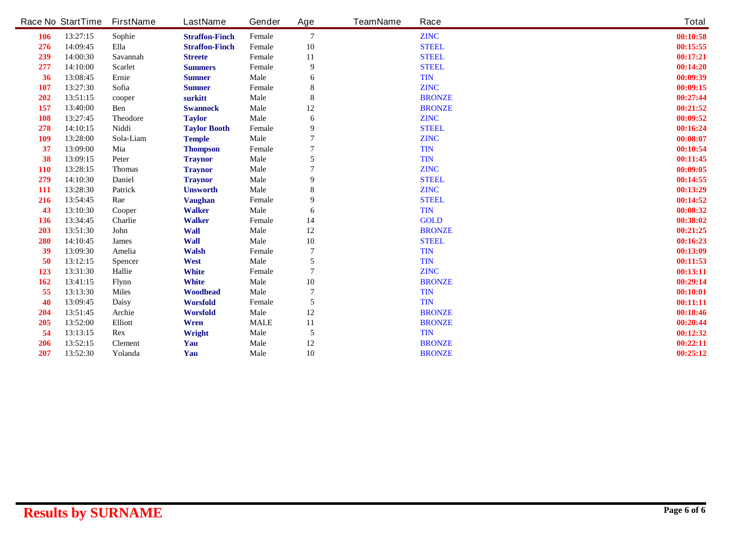| Race No | StartTime | FirstName | LastName | Gender | Age | TeamName | Race | Total |
|---|---|---|---|---|---|---|---|---|
| 106 | 13:27:15 | Sophie | **Straffon-Finch** | Female | 7 | | ZINC | 00:10:58 |
| 276 | 14:09:45 | Ella | **Straffon-Finch** | Female | 10 | | STEEL | 00:15:55 |
| 239 | 14:00:30 | Savannah | **Streete** | Female | 11 | | STEEL | 00:17:21 |
| 277 | 14:10:00 | Scarlet | **Summers** | Female | 9 | | STEEL | 00:14:20 |
| 36 | 13:08:45 | Ernie | **Sumner** | Male | 6 | | TIN | 00:09:39 |
| 107 | 13:27:30 | Sofia | **Sumner** | Female | 8 | | ZINC | 00:09:15 |
| 202 | 13:51:15 | cooper | **surkitt** | Male | 8 | | BRONZE | 00:27:44 |
| 157 | 13:40:00 | Ben | **Swannock** | Male | 12 | | BRONZE | 00:21:52 |
| 108 | 13:27:45 | Theodore | **Taylor** | Male | 6 | | ZINC | 00:09:52 |
| 278 | 14:10:15 | Niddi | **Taylor Booth** | Female | 9 | | STEEL | 00:16:24 |
| 109 | 13:28:00 | Sola-Liam | **Temple** | Male | 7 | | ZINC | 00:08:07 |
| 37 | 13:09:00 | Mia | **Thompson** | Female | 7 | | TIN | 00:10:54 |
| 38 | 13:09:15 | Peter | **Traynor** | Male | 5 | | TIN | 00:11:45 |
| 110 | 13:28:15 | Thomas | **Traynor** | Male | 7 | | ZINC | 00:09:05 |
| 279 | 14:10:30 | Daniel | **Traynor** | Male | 9 | | STEEL | 00:14:55 |
| 111 | 13:28:30 | Patrick | **Unsworth** | Male | 8 | | ZINC | 00:13:29 |
| 216 | 13:54:45 | Rae | **Vaughan** | Female | 9 | | STEEL | 00:14:52 |
| 43 | 13:10:30 | Cooper | **Walker** | Male | 6 | | TIN | 00:08:32 |
| 136 | 13:34:45 | Charlie | **Walker** | Female | 14 | | GOLD | 00:38:02 |
| 203 | 13:51:30 | John | **Wall** | Male | 12 | | BRONZE | 00:21:25 |
| 280 | 14:10:45 | James | **Wall** | Male | 10 | | STEEL | 00:16:23 |
| 39 | 13:09:30 | Amelia | **Walsh** | Female | 7 | | TIN | 00:13:09 |
| 50 | 13:12:15 | Spencer | **West** | Male | 5 | | TIN | 00:11:53 |
| 123 | 13:31:30 | Hallie | **White** | Female | 7 | | ZINC | 00:13:11 |
| 162 | 13:41:15 | Flynn | **White** | Male | 10 | | BRONZE | 00:29:14 |
| 55 | 13:13:30 | Miles | **Woodhead** | Male | 7 | | TIN | 00:10:01 |
| 40 | 13:09:45 | Daisy | **Worsfold** | Female | 5 | | TIN | 00:11:11 |
| 204 | 13:51:45 | Archie | **Worsfold** | Male | 12 | | BRONZE | 00:18:46 |
| 205 | 13:52:00 | Elliott | **Wren** | MALE | 11 | | BRONZE | 00:20:44 |
| 54 | 13:13:15 | Rex | **Wright** | Male | 5 | | TIN | 00:12:32 |
| 206 | 13:52:15 | Clement | **Yau** | Male | 12 | | BRONZE | 00:22:11 |
| 207 | 13:52:30 | Yolanda | **Yau** | Male | 10 | | BRONZE | 00:25:12 |

**Results by SURNAME**